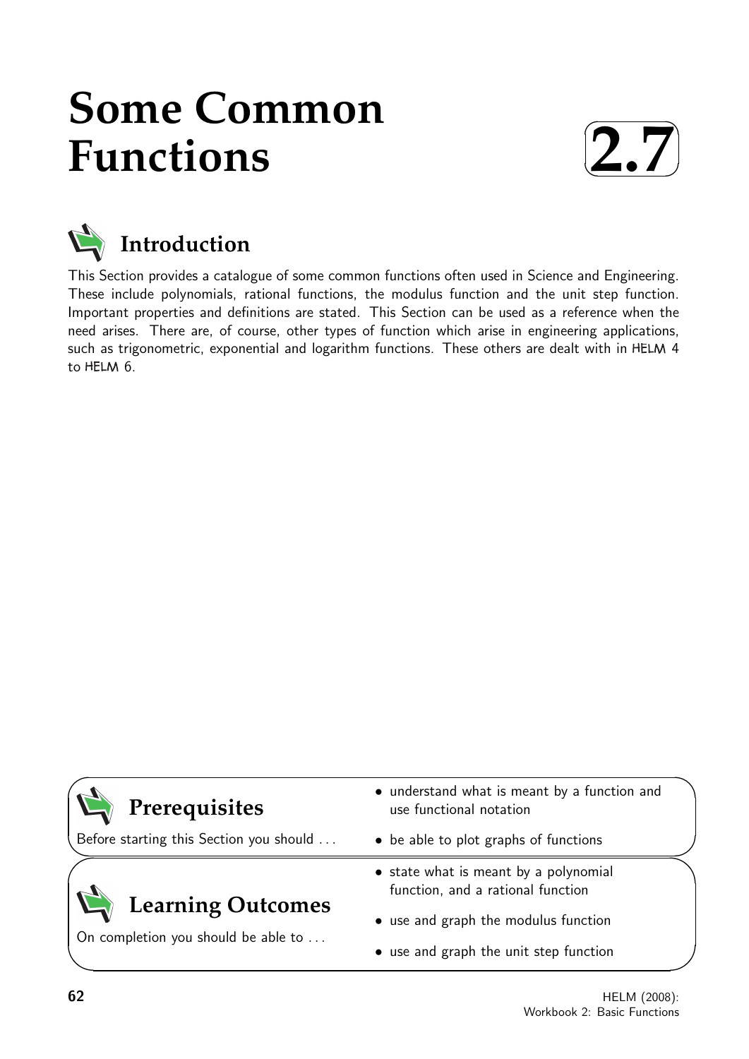# Some Common Functions

# 2.7

## Introduction

This Section provides a catalogue of some common functions often used in Science and Engineering. These include polynomials, rational functions, the modulus function and the unit step function. Important properties and definitions are stated. This Section can be used as a reference when the need arises. There are, of course, other types of function which arise in engineering applications, such as trigonometric, exponential and logarithm functions. These others are dealt with in HELM 4 to HELM 6.

## Prerequisites

Before starting this Section you should ...

- understand what is meant by a function and use functional notation
- be able to plot graphs of functions

## Learning Outcomes

On completion you should be able to ...

- state what is meant by a polynomial function, and a rational function
- use and graph the modulus function
- use and graph the unit step function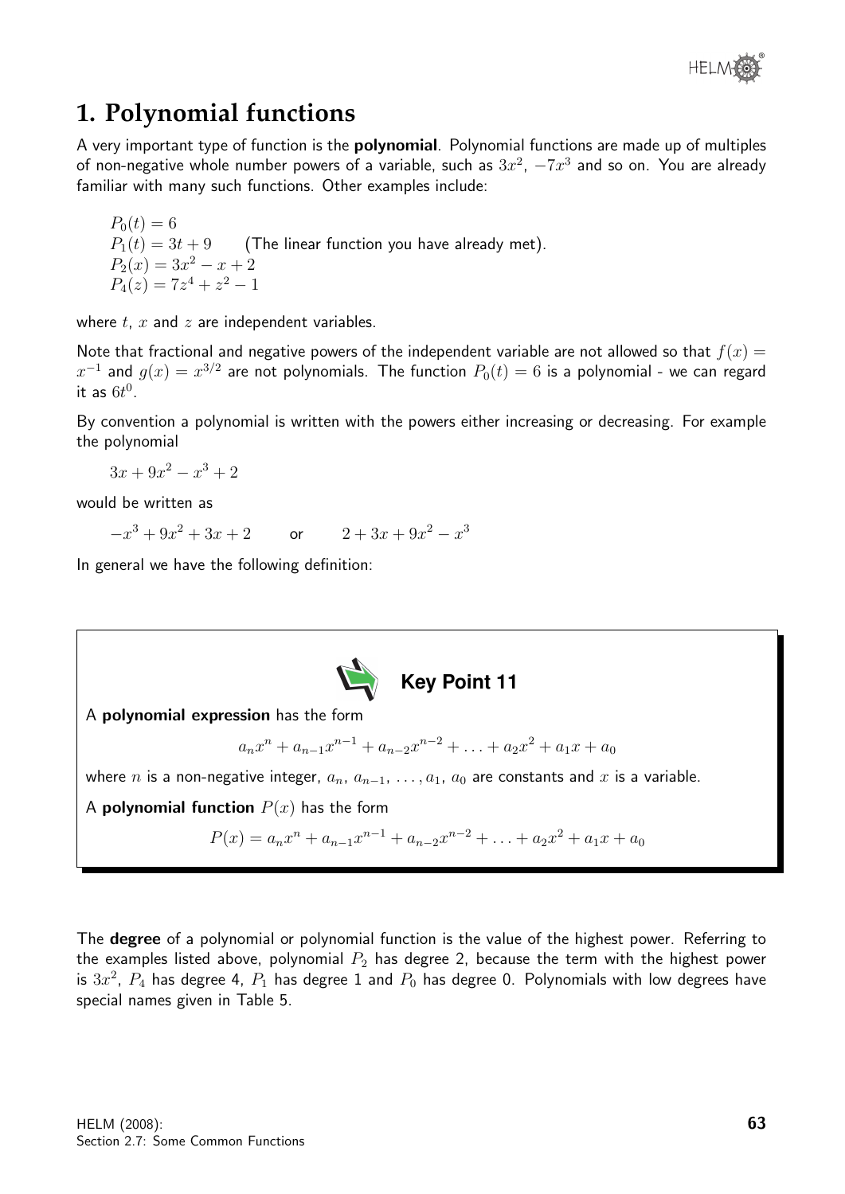# 1. Polynomial functions

A very important type of function is the **polynomial**. Polynomial functions are made up of multiples of non-negative whole number powers of a variable, such as $3x^2$, $-7x^3$ and so on. You are already familiar with many such functions. Other examples include:

$P_0(t) = 6$
$P_1(t) = 3t + 9$ (The linear function you have already met).
$P_2(x) = 3x^2 - x + 2$
$P_4(z) = 7z^4 + z^2 - 1$

where $t$, $x$ and $z$ are independent variables.

Note that fractional and negative powers of the independent variable are not allowed so that $f(x) = x^{-1}$ and $g(x) = x^{3/2}$ are not polynomials. The function $P_0(t) = 6$ is a polynomial - we can regard it as $6t^0$.

By convention a polynomial is written with the powers either increasing or decreasing. For example the polynomial

$$3x + 9x^2 - x^3 + 2$$

would be written as

$$-x^3 + 9x^2 + 3x + 2 \qquad \text{or} \qquad 2 + 3x + 9x^2 - x^3$$

In general we have the following definition:

**Key Point 11**

A **polynomial expression** has the form

$$a_nx^n + a_{n-1}x^{n-1} + a_{n-2}x^{n-2} + \ldots + a_2x^2 + a_1x + a_0$$

where $n$ is a non-negative integer, $a_n$, $a_{n-1}$, $\ldots$, $a_1$, $a_0$ are constants and $x$ is a variable.

A **polynomial function** $P(x)$ has the form

$$P(x) = a_nx^n + a_{n-1}x^{n-1} + a_{n-2}x^{n-2} + \ldots + a_2x^2 + a_1x + a_0$$

The **degree** of a polynomial or polynomial function is the value of the highest power. Referring to the examples listed above, polynomial $P_2$ has degree 2, because the term with the highest power is $3x^2$, $P_4$ has degree 4, $P_1$ has degree 1 and $P_0$ has degree 0. Polynomials with low degrees have special names given in Table 5.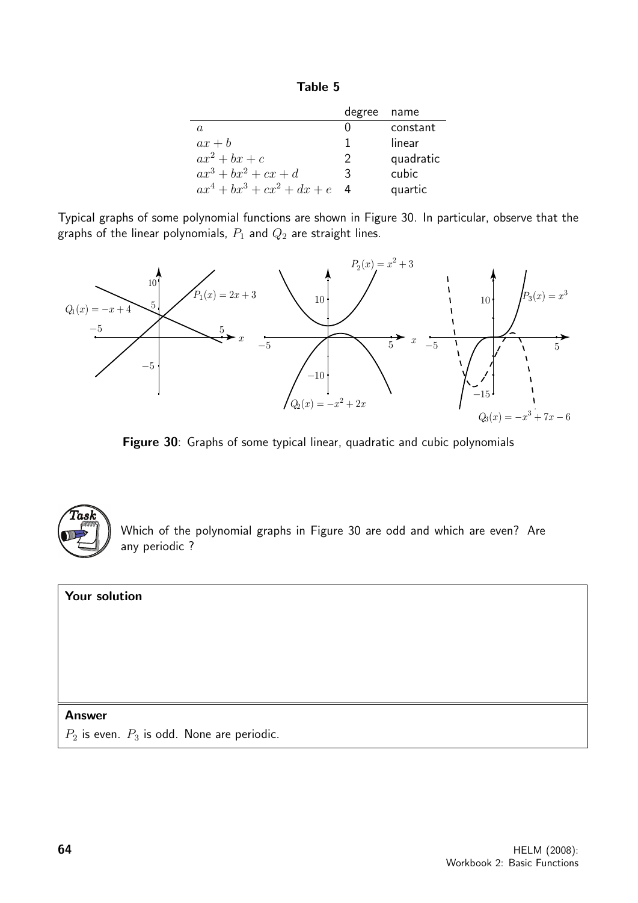**Table 5**

| | degree | name |
|---|---|---|
| $a$ | 0 | constant |
| $ax + b$ | 1 | linear |
| $ax^2 + bx + c$ | 2 | quadratic |
| $ax^3 + bx^2 + cx + d$ | 3 | cubic |
| $ax^4 + bx^3 + cx^2 + dx + e$ | 4 | quartic |

Typical graphs of some polynomial functions are shown in Figure 30. In particular, observe that the graphs of the linear polynomials, $P_1$ and $Q_2$ are straight lines.

**Figure 30**: Graphs of some typical linear, quadratic and cubic polynomials

**Task**

Which of the polynomial graphs in Figure 30 are odd and which are even? Are any periodic ?

**Your solution**

**Answer**

$P_2$ is even. $P_3$ is odd. None are periodic.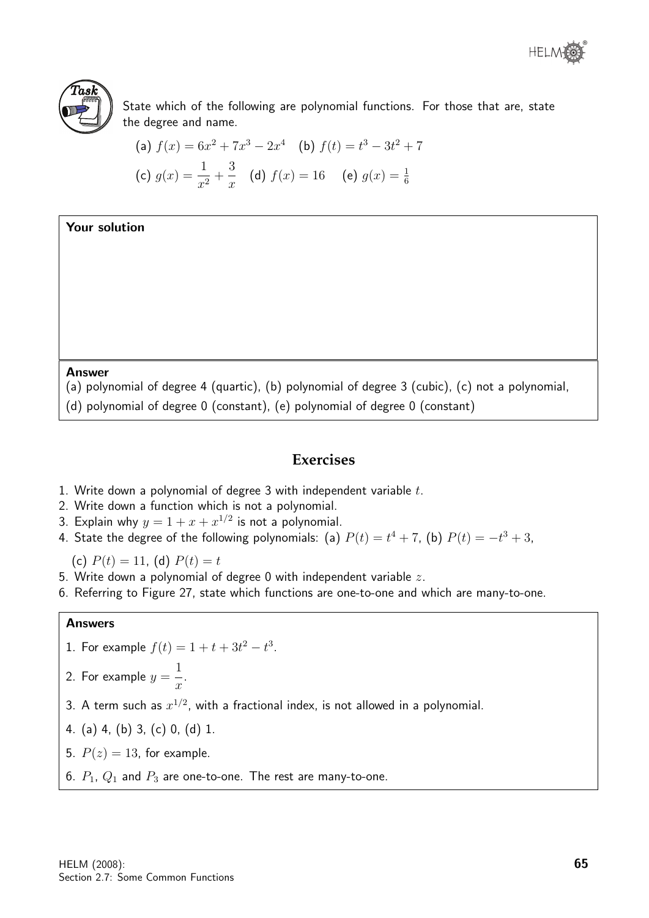**Task**

State which of the following are polynomial functions. For those that are, state the degree and name.

(a) $f(x) = 6x^2 + 7x^3 - 2x^4$ (b) $f(t) = t^3 - 3t^2 + 7$

(c) $g(x) = \dfrac{1}{x^2} + \dfrac{3}{x}$ (d) $f(x) = 16$ (e) $g(x) = \frac{1}{6}$

**Your solution**

**Answer**

(a) polynomial of degree 4 (quartic), (b) polynomial of degree 3 (cubic), (c) not a polynomial, (d) polynomial of degree 0 (constant), (e) polynomial of degree 0 (constant)

## Exercises

1. Write down a polynomial of degree 3 with independent variable $t$.
2. Write down a function which is not a polynomial.
3. Explain why $y = 1 + x + x^{1/2}$ is not a polynomial.
4. State the degree of the following polynomials: (a) $P(t) = t^4 + 7$, (b) $P(t) = -t^3 + 3$,

   (c) $P(t) = 11$, (d) $P(t) = t$
5. Write down a polynomial of degree 0 with independent variable $z$.
6. Referring to Figure 27, state which functions are one-to-one and which are many-to-one.

**Answers**

1. For example $f(t) = 1 + t + 3t^2 - t^3$.
2. For example $y = \dfrac{1}{x}$.
3. A term such as $x^{1/2}$, with a fractional index, is not allowed in a polynomial.
4. (a) 4, (b) 3, (c) 0, (d) 1.
5. $P(z) = 13$, for example.
6. $P_1$, $Q_1$ and $P_3$ are one-to-one. The rest are many-to-one.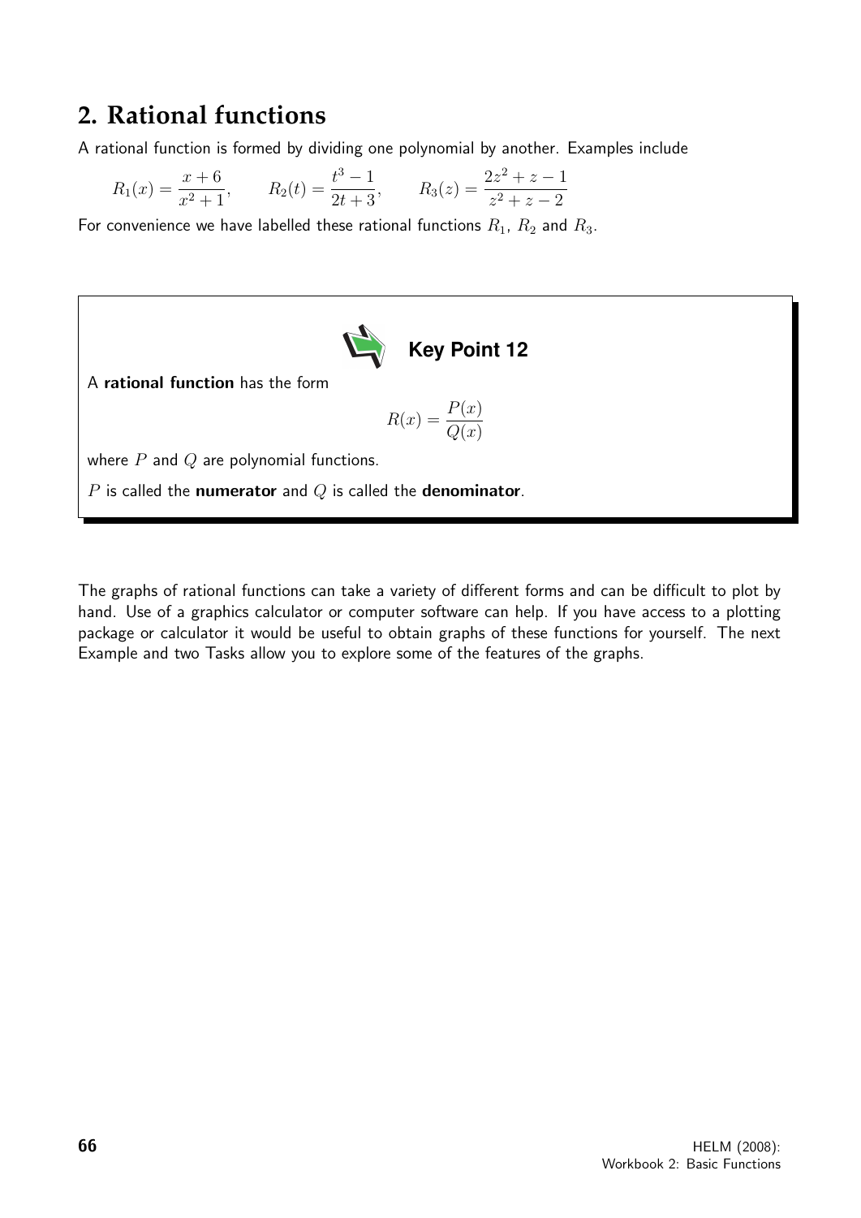## 2. Rational functions

A rational function is formed by dividing one polynomial by another. Examples include

$$R_1(x) = \frac{x+6}{x^2+1}, \qquad R_2(t) = \frac{t^3-1}{2t+3}, \qquad R_3(z) = \frac{2z^2+z-1}{z^2+z-2}$$

For convenience we have labelled these rational functions $R_1$, $R_2$ and $R_3$.

**Key Point 12**

A **rational function** has the form

$$R(x) = \frac{P(x)}{Q(x)}$$

where $P$ and $Q$ are polynomial functions.

$P$ is called the **numerator** and $Q$ is called the **denominator**.

The graphs of rational functions can take a variety of different forms and can be difficult to plot by hand. Use of a graphics calculator or computer software can help. If you have access to a plotting package or calculator it would be useful to obtain graphs of these functions for yourself. The next Example and two Tasks allow you to explore some of the features of the graphs.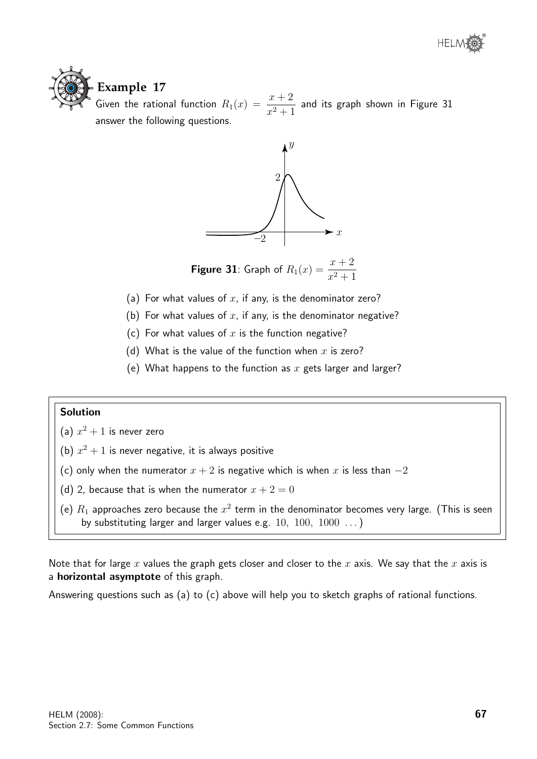## Example 17

Given the rational function $R_1(x) = \dfrac{x+2}{x^2+1}$ and its graph shown in Figure 31 answer the following questions.

**Figure 31**: Graph of $R_1(x) = \dfrac{x+2}{x^2+1}$

(a) For what values of $x$, if any, is the denominator zero?

(b) For what values of $x$, if any, is the denominator negative?

(c) For what values of $x$ is the function negative?

(d) What is the value of the function when $x$ is zero?

(e) What happens to the function as $x$ gets larger and larger?

### Solution

(a) $x^2 + 1$ is never zero

(b) $x^2 + 1$ is never negative, it is always positive

(c) only when the numerator $x + 2$ is negative which is when $x$ is less than $-2$

(d) 2, because that is when the numerator $x + 2 = 0$

(e) $R_1$ approaches zero because the $x^2$ term in the denominator becomes very large. (This is seen by substituting larger and larger values e.g. $10,\ 100,\ 1000\ \ldots$)

Note that for large $x$ values the graph gets closer and closer to the $x$ axis. We say that the $x$ axis is a **horizontal asymptote** of this graph.

Answering questions such as (a) to (c) above will help you to sketch graphs of rational functions.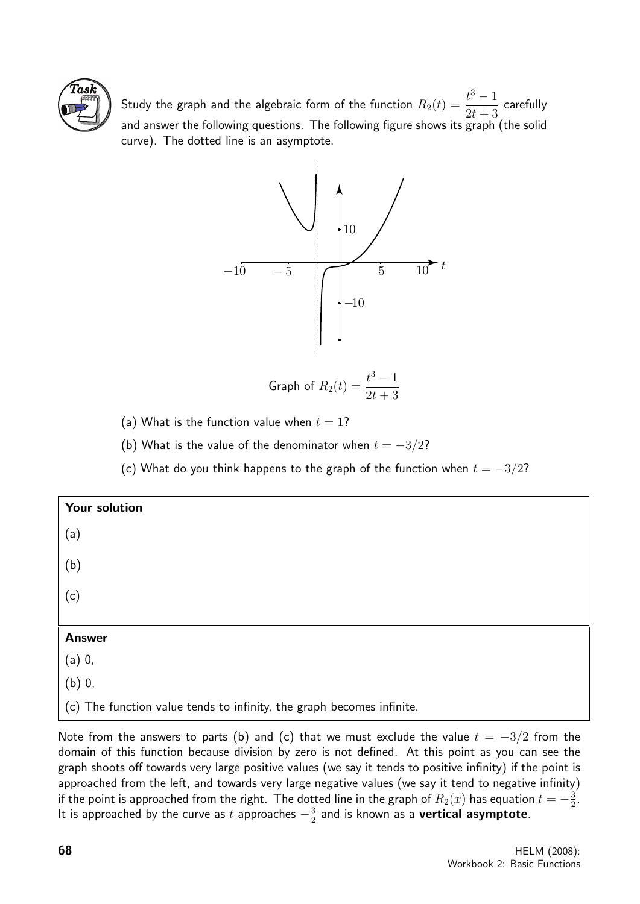**Task**

Study the graph and the algebraic form of the function $R_2(t) = \dfrac{t^3 - 1}{2t + 3}$ carefully and answer the following questions. The following figure shows its graph (the solid curve). The dotted line is an asymptote.

Graph of $R_2(t) = \dfrac{t^3 - 1}{2t + 3}$

(a) What is the function value when $t = 1$?

(b) What is the value of the denominator when $t = -3/2$?

(c) What do you think happens to the graph of the function when $t = -3/2$?

**Your solution**

(a)

(b)

(c)

**Answer**

(a) 0,

(b) 0,

(c) The function value tends to infinity, the graph becomes infinite.

Note from the answers to parts (b) and (c) that we must exclude the value $t = -3/2$ from the domain of this function because division by zero is not defined. At this point as you can see the graph shoots off towards very large positive values (we say it tends to positive infinity) if the point is approached from the left, and towards very large negative values (we say it tend to negative infinity) if the point is approached from the right. The dotted line in the graph of $R_2(x)$ has equation $t = -\frac{3}{2}$. It is approached by the curve as $t$ approaches $-\frac{3}{2}$ and is known as a **vertical asymptote**.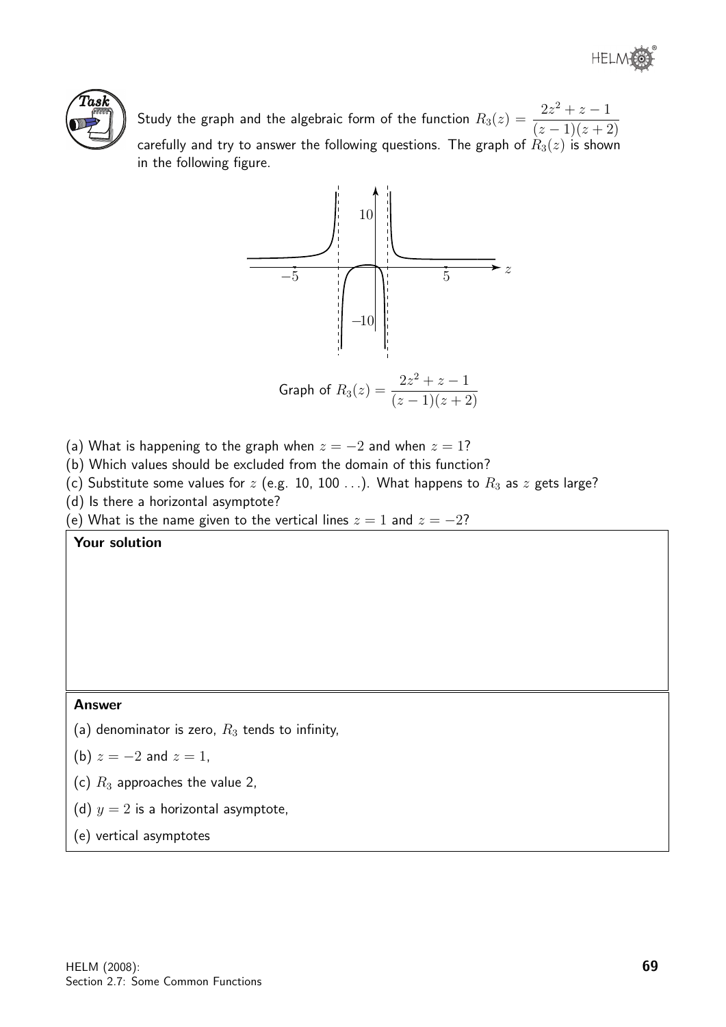**Task**

Study the graph and the algebraic form of the function $R_3(z) = \dfrac{2z^2 + z - 1}{(z-1)(z+2)}$ carefully and try to answer the following questions. The graph of $R_3(z)$ is shown in the following figure.

Graph of $R_3(z) = \dfrac{2z^2 + z - 1}{(z-1)(z+2)}$

(a) What is happening to the graph when $z = -2$ and when $z = 1$?

(b) Which values should be excluded from the domain of this function?

(c) Substitute some values for $z$ (e.g. 10, 100 ...). What happens to $R_3$ as $z$ gets large?

(d) Is there a horizontal asymptote?

(e) What is the name given to the vertical lines $z = 1$ and $z = -2$?

**Your solution**

**Answer**

(a) denominator is zero, $R_3$ tends to infinity,

(b) $z = -2$ and $z = 1$,

(c) $R_3$ approaches the value 2,

(d) $y = 2$ is a horizontal asymptote,

(e) vertical asymptotes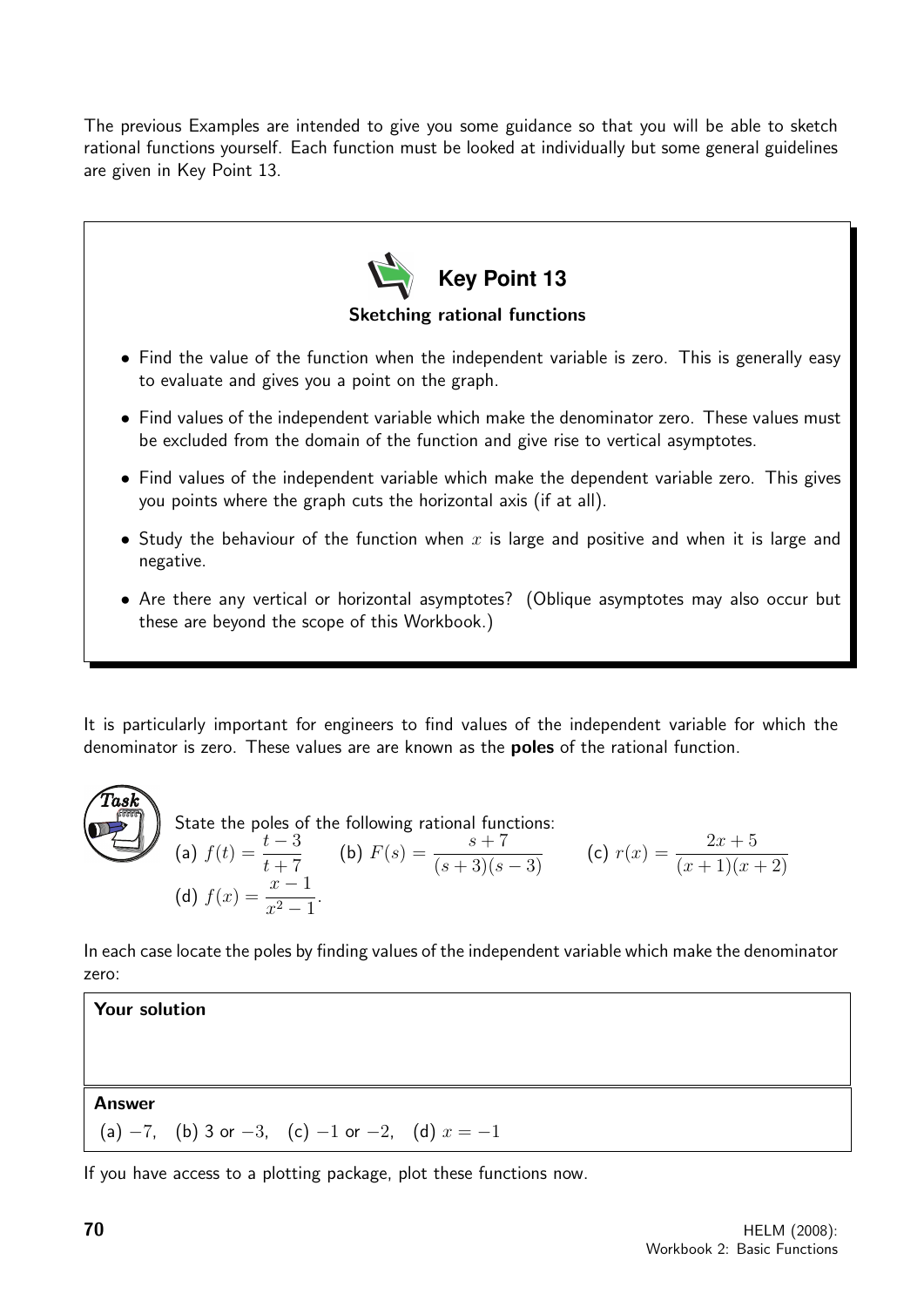The previous Examples are intended to give you some guidance so that you will be able to sketch rational functions yourself. Each function must be looked at individually but some general guidelines are given in Key Point 13.

## Key Point 13

**Sketching rational functions**

- Find the value of the function when the independent variable is zero. This is generally easy to evaluate and gives you a point on the graph.
- Find values of the independent variable which make the denominator zero. These values must be excluded from the domain of the function and give rise to vertical asymptotes.
- Find values of the independent variable which make the dependent variable zero. This gives you points where the graph cuts the horizontal axis (if at all).
- Study the behaviour of the function when $x$ is large and positive and when it is large and negative.
- Are there any vertical or horizontal asymptotes? (Oblique asymptotes may also occur but these are beyond the scope of this Workbook.)

It is particularly important for engineers to find values of the independent variable for which the denominator is zero. These values are are known as the **poles** of the rational function.

**Task**

State the poles of the following rational functions:

(a) $f(t) = \dfrac{t-3}{t+7}$ (b) $F(s) = \dfrac{s+7}{(s+3)(s-3)}$ (c) $r(x) = \dfrac{2x+5}{(x+1)(x+2)}$

(d) $f(x) = \dfrac{x-1}{x^2-1}$.

In each case locate the poles by finding values of the independent variable which make the denominator zero:

**Your solution**

**Answer**

(a) $-7$, (b) 3 or $-3$, (c) $-1$ or $-2$, (d) $x = -1$

If you have access to a plotting package, plot these functions now.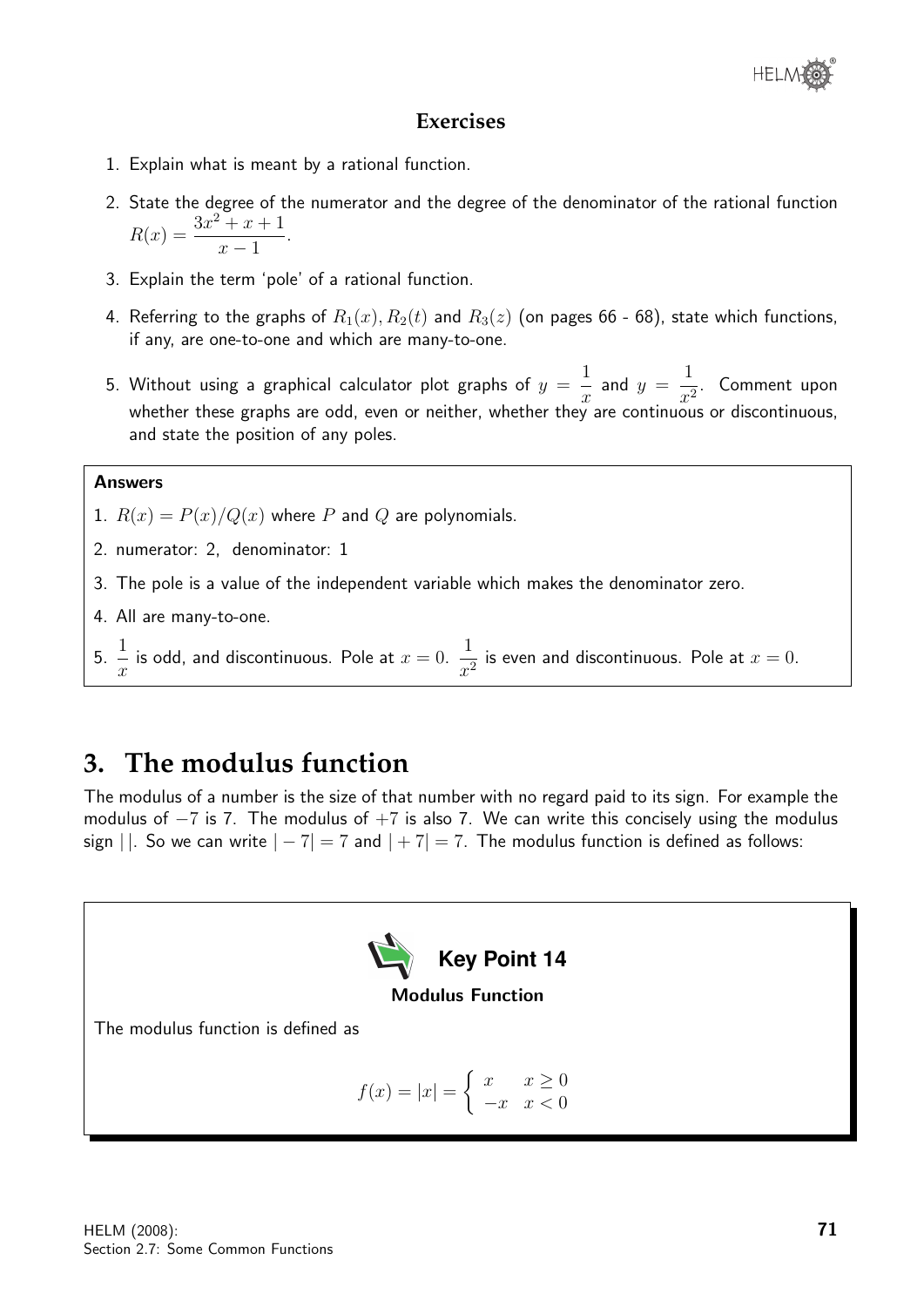### Exercises

1. Explain what is meant by a rational function.
2. State the degree of the numerator and the degree of the denominator of the rational function $R(x) = \dfrac{3x^2 + x + 1}{x - 1}$.
3. Explain the term 'pole' of a rational function.
4. Referring to the graphs of $R_1(x), R_2(t)$ and $R_3(z)$ (on pages 66 - 68), state which functions, if any, are one-to-one and which are many-to-one.
5. Without using a graphical calculator plot graphs of $y = \dfrac{1}{x}$ and $y = \dfrac{1}{x^2}$. Comment upon whether these graphs are odd, even or neither, whether they are continuous or discontinuous, and state the position of any poles.

**Answers**

1. $R(x) = P(x)/Q(x)$ where $P$ and $Q$ are polynomials.
2. numerator: 2, denominator: 1
3. The pole is a value of the independent variable which makes the denominator zero.
4. All are many-to-one.
5. $\dfrac{1}{x}$ is odd, and discontinuous. Pole at $x = 0$. $\dfrac{1}{x^2}$ is even and discontinuous. Pole at $x = 0$.

# 3. The modulus function

The modulus of a number is the size of that number with no regard paid to its sign. For example the modulus of $-7$ is 7. The modulus of $+7$ is also 7. We can write this concisely using the modulus sign $|\,|$. So we can write $|-7| = 7$ and $|+7| = 7$. The modulus function is defined as follows:

**Key Point 14**

**Modulus Function**

The modulus function is defined as

$$f(x) = |x| = \begin{cases} x & x \geq 0 \\ -x & x < 0 \end{cases}$$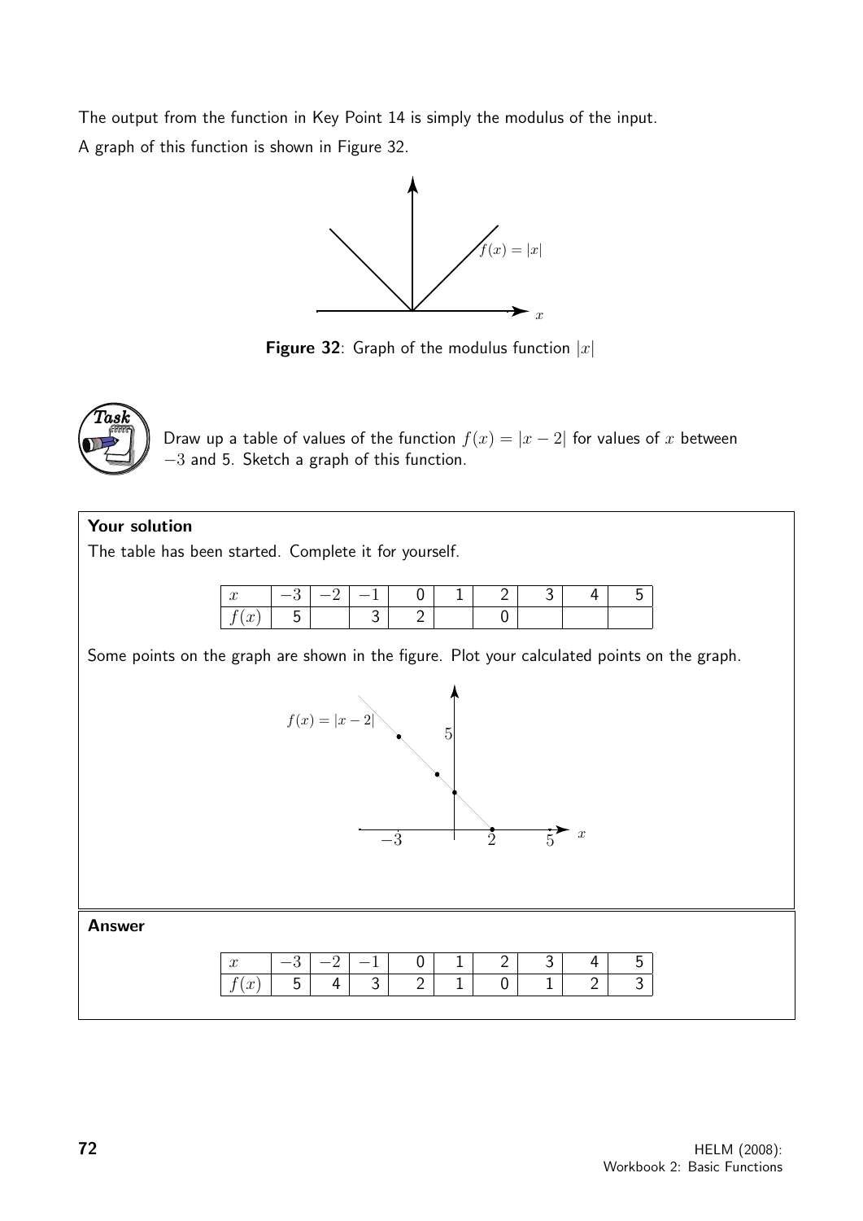The output from the function in Key Point 14 is simply the modulus of the input.

A graph of this function is shown in Figure 32.

**Figure 32**: Graph of the modulus function $|x|$

**Task**

Draw up a table of values of the function $f(x) = |x - 2|$ for values of $x$ between $-3$ and 5. Sketch a graph of this function.

**Your solution**

The table has been started. Complete it for yourself.

| $x$ | $-3$ | $-2$ | $-1$ | 0 | 1 | 2 | 3 | 4 | 5 |
|---|---|---|---|---|---|---|---|---|---|
| $f(x)$ | 5 | | 3 | 2 | | 0 | | | |

Some points on the graph are shown in the figure. Plot your calculated points on the graph.

**Answer**

| $x$ | $-3$ | $-2$ | $-1$ | 0 | 1 | 2 | 3 | 4 | 5 |
|---|---|---|---|---|---|---|---|---|---|
| $f(x)$ | 5 | 4 | 3 | 2 | 1 | 0 | 1 | 2 | 3 |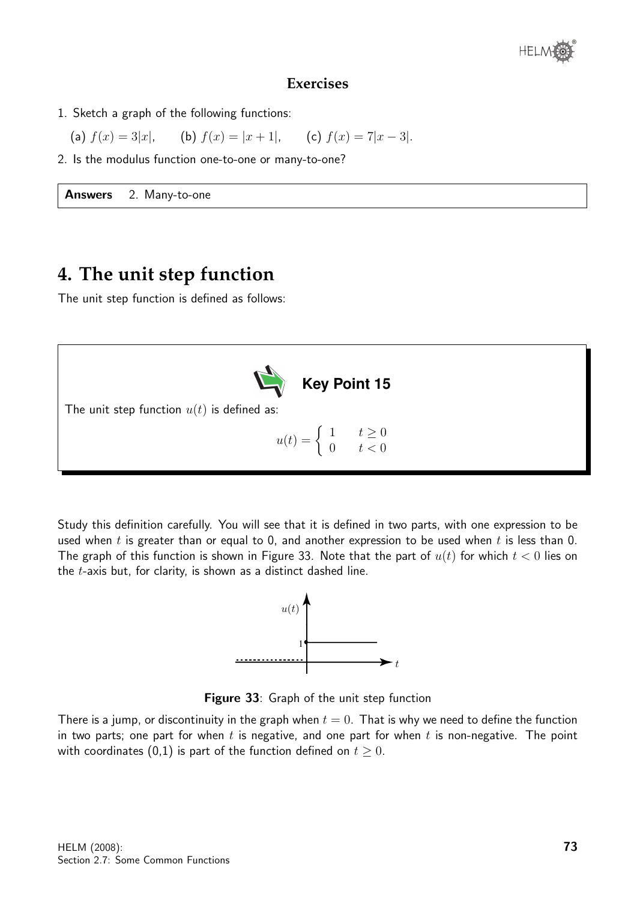### Exercises

1. Sketch a graph of the following functions:

   (a) $f(x) = 3|x|$, (b) $f(x) = |x + 1|$, (c) $f(x) = 7|x - 3|$.

2. Is the modulus function one-to-one or many-to-one?

**Answers** 2. Many-to-one

# 4. The unit step function

The unit step function is defined as follows:

> **Key Point 15**
>
> The unit step function $u(t)$ is defined as:
>
> $$u(t) = \begin{cases} 1 & t \geq 0 \\ 0 & t < 0 \end{cases}$$

Study this definition carefully. You will see that it is defined in two parts, with one expression to be used when $t$ is greater than or equal to 0, and another expression to be used when $t$ is less than 0. The graph of this function is shown in Figure 33. Note that the part of $u(t)$ for which $t < 0$ lies on the $t$-axis but, for clarity, is shown as a distinct dashed line.

**Figure 33**: Graph of the unit step function

There is a jump, or discontinuity in the graph when $t = 0$. That is why we need to define the function in two parts; one part for when $t$ is negative, and one part for when $t$ is non-negative. The point with coordinates (0,1) is part of the function defined on $t \geq 0$.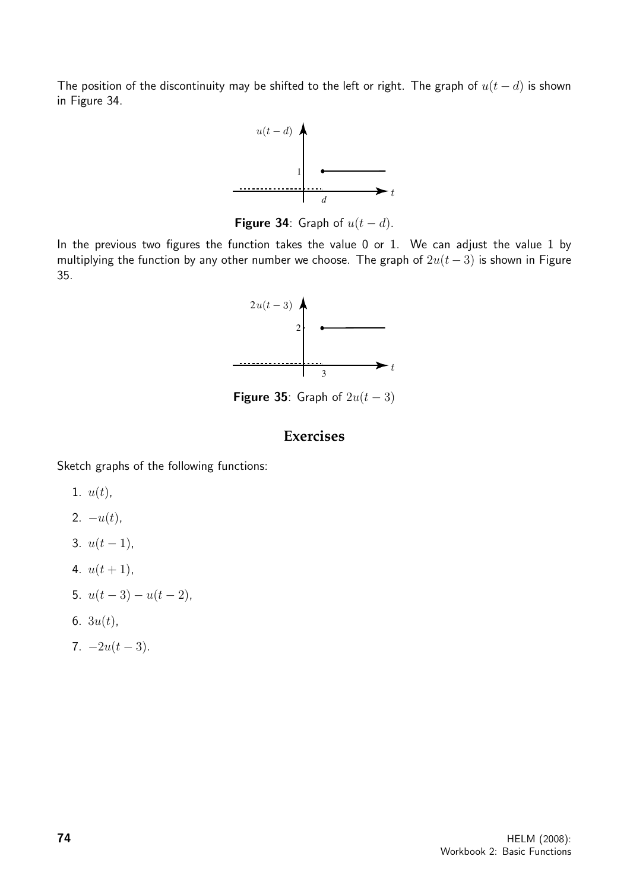The position of the discontinuity may be shifted to the left or right. The graph of $u(t-d)$ is shown in Figure 34.

**Figure 34**: Graph of $u(t-d)$.

In the previous two figures the function takes the value 0 or 1. We can adjust the value 1 by multiplying the function by any other number we choose. The graph of $2u(t-3)$ is shown in Figure 35.

**Figure 35**: Graph of $2u(t-3)$

## Exercises

Sketch graphs of the following functions:

1. $u(t)$,
2. $-u(t)$,
3. $u(t-1)$,
4. $u(t+1)$,
5. $u(t-3) - u(t-2)$,
6. $3u(t)$,
7. $-2u(t-3)$.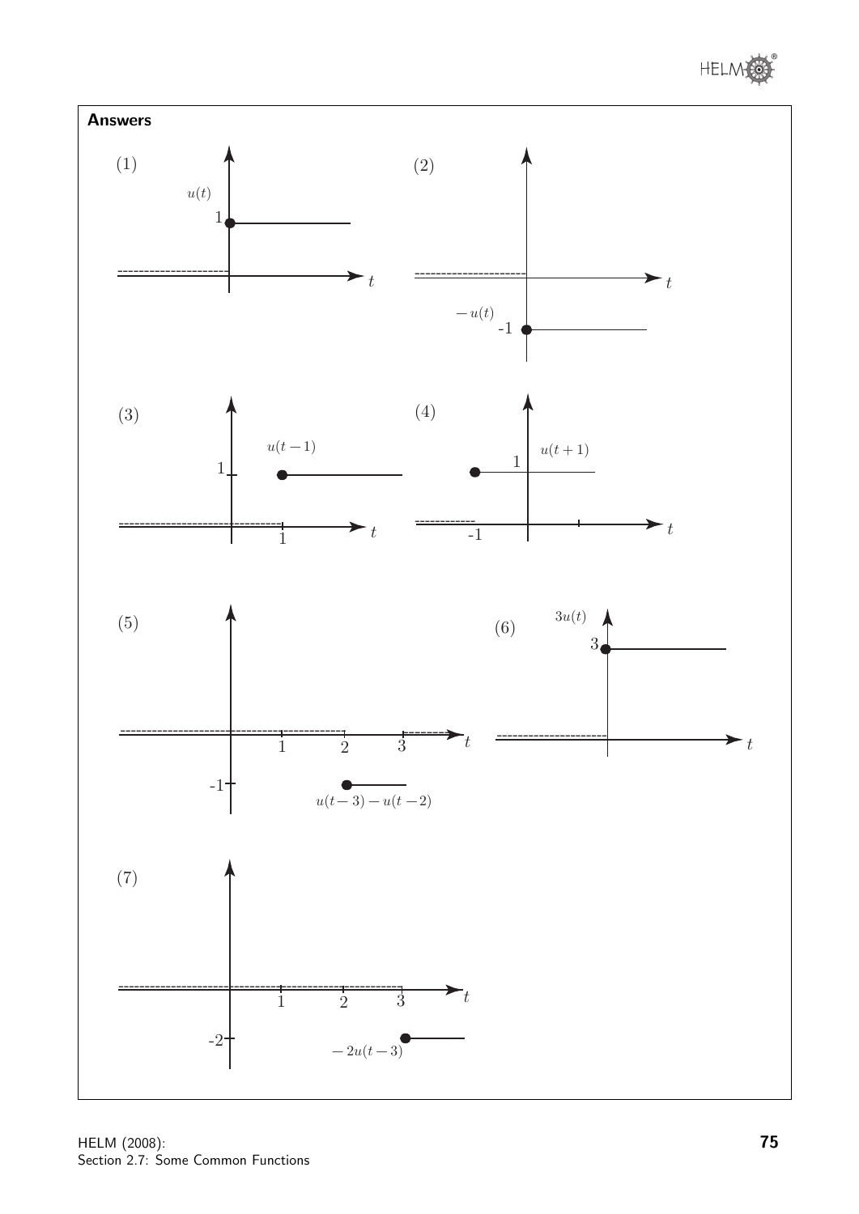**Answers**

(1)

$u(t)$

1

$t$

(2)

$-u(t)$

-1

$t$

(3)

$u(t-1)$

1

1

$t$

(4)

$u(t+1)$

1

-1

$t$

(5)

1

2

3

$t$

-1

$u(t-3)-u(t-2)$

(6)

$3u(t)$

3

$t$

(7)

1

2

3

$t$

-2

$-2u(t-3)$